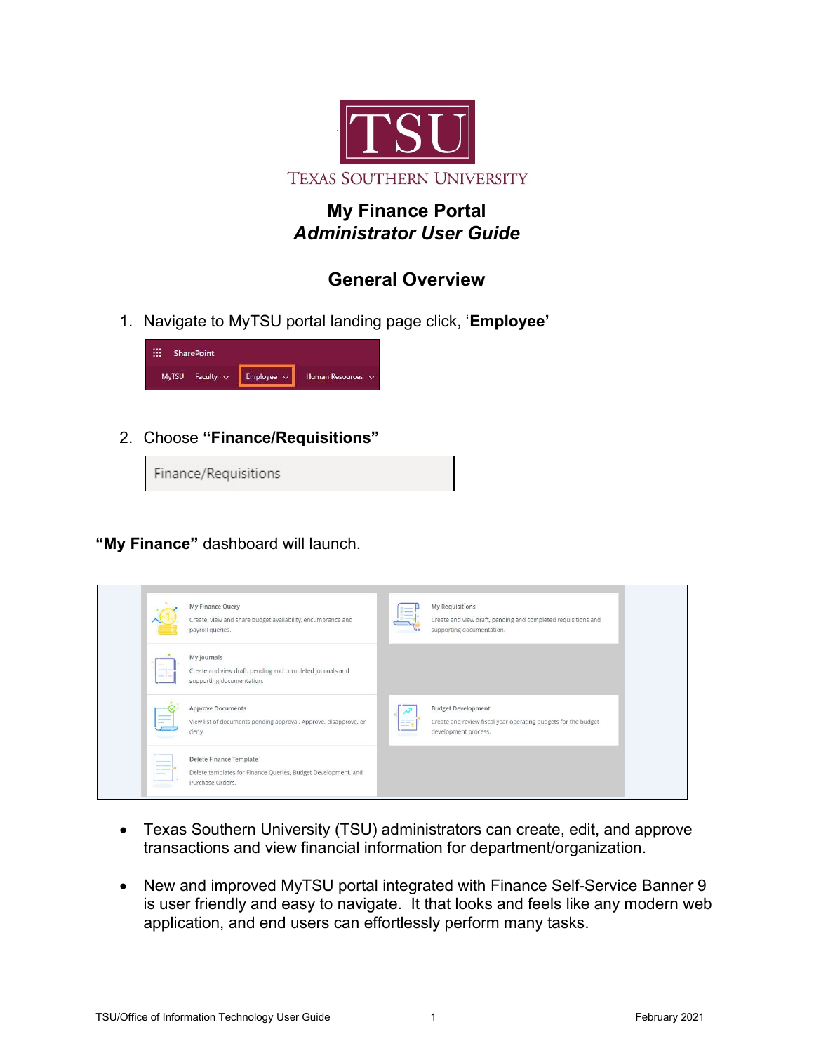# TSU

TEXAS SOUTHERN UNIVERSITY

## My Finance Portal
## *Administrator User Guide*

### General Overview

1. Navigate to MyTSU portal landing page click, '**Employee'**

2. Choose **"Finance/Requisitions"**

**"My Finance"** dashboard will launch.

- Texas Southern University (TSU) administrators can create, edit, and approve transactions and view financial information for department/organization.
- New and improved MyTSU portal integrated with Finance Self-Service Banner 9 is user friendly and easy to navigate. It that looks and feels like any modern web application, and end users can effortlessly perform many tasks.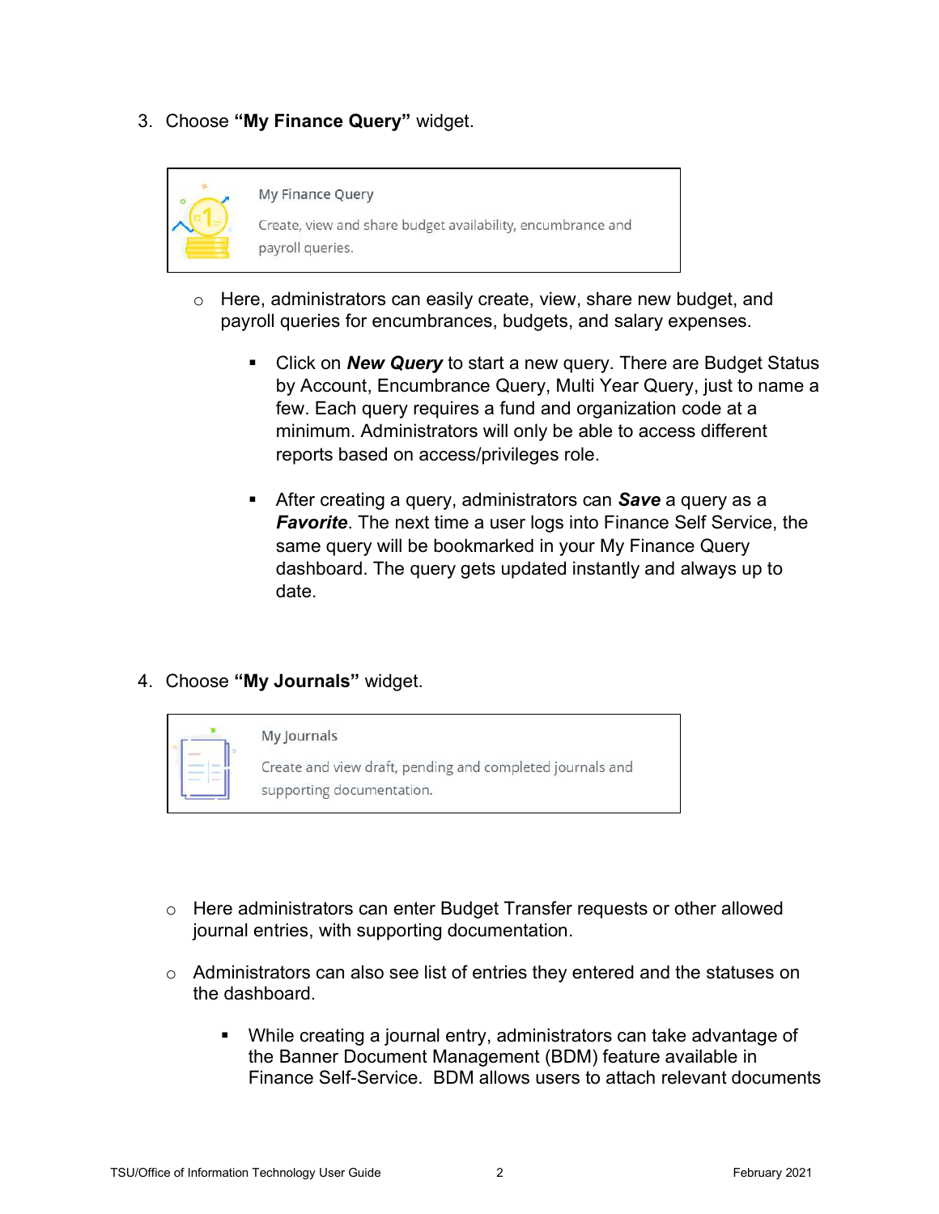3. Choose **"My Finance Query"** widget.

My Finance Query

Create, view and share budget availability, encumbrance and payroll queries.

- Here, administrators can easily create, view, share new budget, and payroll queries for encumbrances, budgets, and salary expenses.
    - Click on ***New Query*** to start a new query. There are Budget Status by Account, Encumbrance Query, Multi Year Query, just to name a few. Each query requires a fund and organization code at a minimum. Administrators will only be able to access different reports based on access/privileges role.
    - After creating a query, administrators can ***Save*** a query as a ***Favorite***. The next time a user logs into Finance Self Service, the same query will be bookmarked in your My Finance Query dashboard. The query gets updated instantly and always up to date.

4. Choose **"My Journals"** widget.

My Journals

Create and view draft, pending and completed journals and supporting documentation.

- Here administrators can enter Budget Transfer requests or other allowed journal entries, with supporting documentation.
- Administrators can also see list of entries they entered and the statuses on the dashboard.
    - While creating a journal entry, administrators can take advantage of the Banner Document Management (BDM) feature available in Finance Self-Service. BDM allows users to attach relevant documents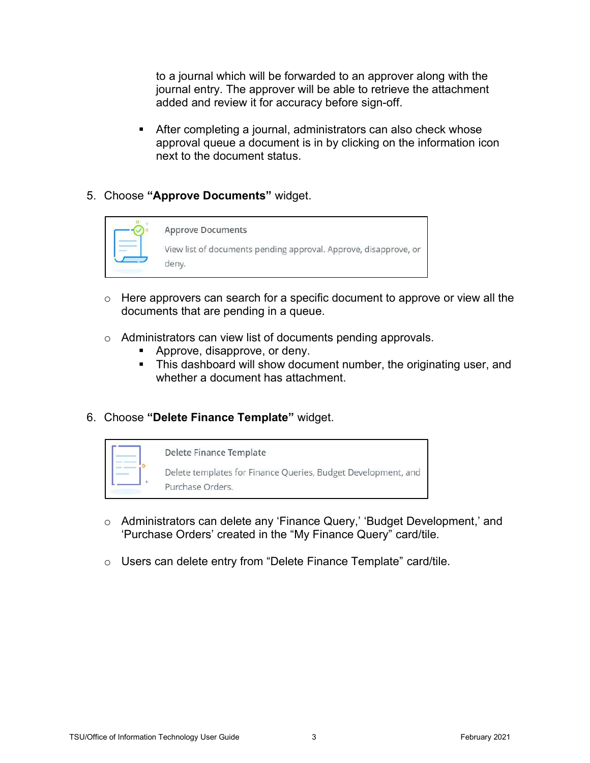to a journal which will be forwarded to an approver along with the journal entry. The approver will be able to retrieve the attachment added and review it for accuracy before sign-off.

- After completing a journal, administrators can also check whose approval queue a document is in by clicking on the information icon next to the document status.

5. Choose **"Approve Documents"** widget.

Approve Documents

View list of documents pending approval. Approve, disapprove, or deny.

- Here approvers can search for a specific document to approve or view all the documents that are pending in a queue.
- Administrators can view list of documents pending approvals.
  - Approve, disapprove, or deny.
  - This dashboard will show document number, the originating user, and whether a document has attachment.

6. Choose **"Delete Finance Template"** widget.

Delete Finance Template

Delete templates for Finance Queries, Budget Development, and Purchase Orders.

- Administrators can delete any 'Finance Query,' 'Budget Development,' and 'Purchase Orders' created in the "My Finance Query" card/tile.
- Users can delete entry from "Delete Finance Template" card/tile.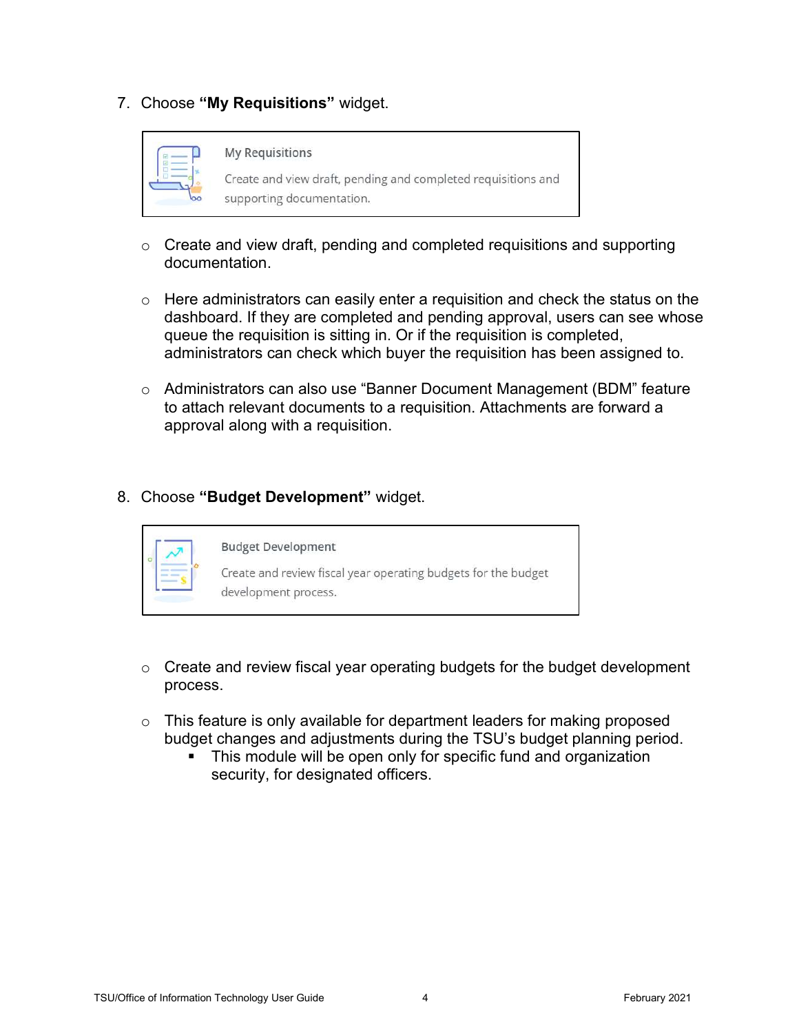7. Choose **"My Requisitions"** widget.

My Requisitions

Create and view draft, pending and completed requisitions and supporting documentation.

- Create and view draft, pending and completed requisitions and supporting documentation.
- Here administrators can easily enter a requisition and check the status on the dashboard. If they are completed and pending approval, users can see whose queue the requisition is sitting in. Or if the requisition is completed, administrators can check which buyer the requisition has been assigned to.
- Administrators can also use "Banner Document Management (BDM" feature to attach relevant documents to a requisition. Attachments are forward a approval along with a requisition.

8. Choose **"Budget Development"** widget.

Budget Development

Create and review fiscal year operating budgets for the budget development process.

- Create and review fiscal year operating budgets for the budget development process.
- This feature is only available for department leaders for making proposed budget changes and adjustments during the TSU's budget planning period.
  - This module will be open only for specific fund and organization security, for designated officers.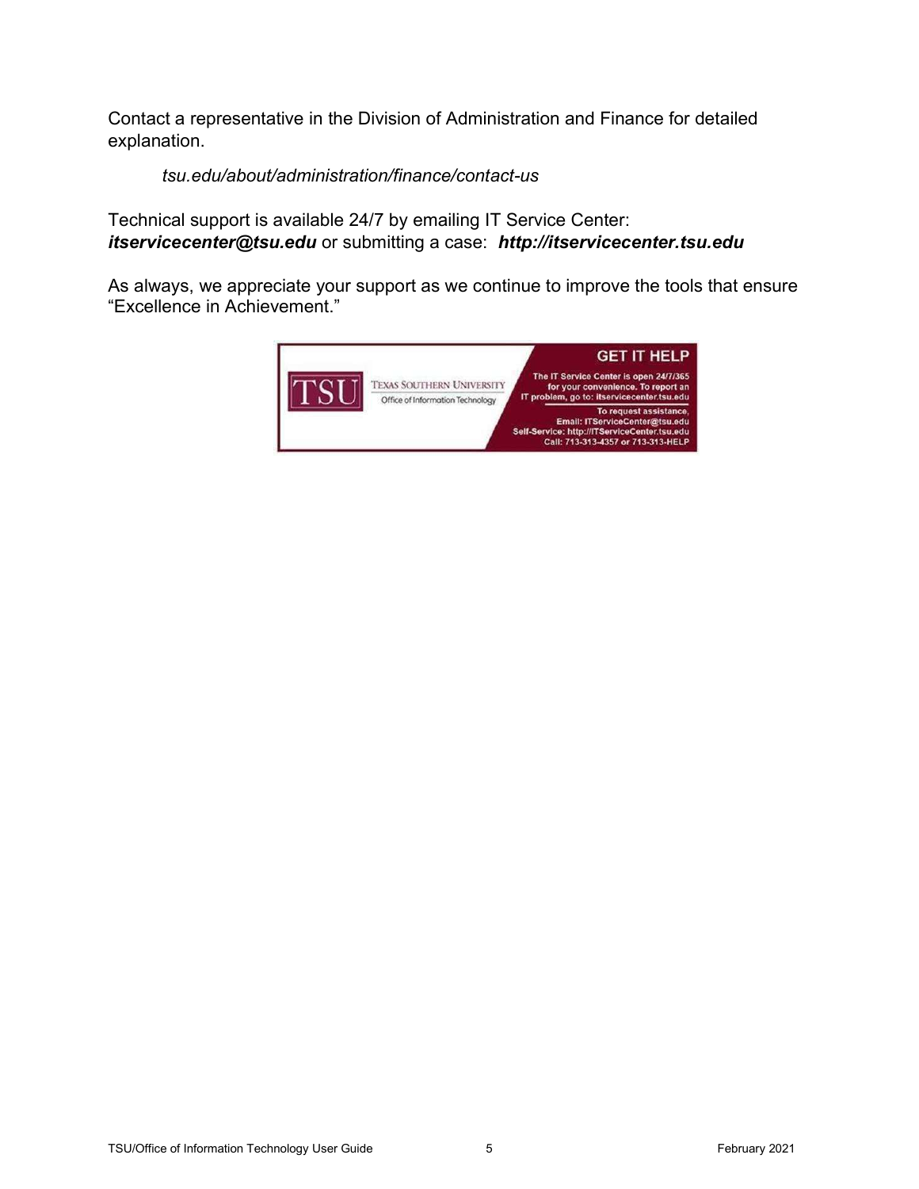Contact a representative in the Division of Administration and Finance for detailed explanation.

*tsu.edu/about/administration/finance/contact-us*

Technical support is available 24/7 by emailing IT Service Center: ***itservicecenter@tsu.edu*** or submitting a case: ***http://itservicecenter.tsu.edu***

As always, we appreciate your support as we continue to improve the tools that ensure "Excellence in Achievement."

TSU

TEXAS SOUTHERN UNIVERSITY

Office of Information Technology

**GET IT HELP**

The IT Service Center is open 24/7/365 for your convenience. To report an IT problem, go to: itservicecenter.tsu.edu

To request assistance,
Email: ITServiceCenter@tsu.edu
Self-Service: http://ITServiceCenter.tsu.edu
Call: 713-313-4357 or 713-313-HELP